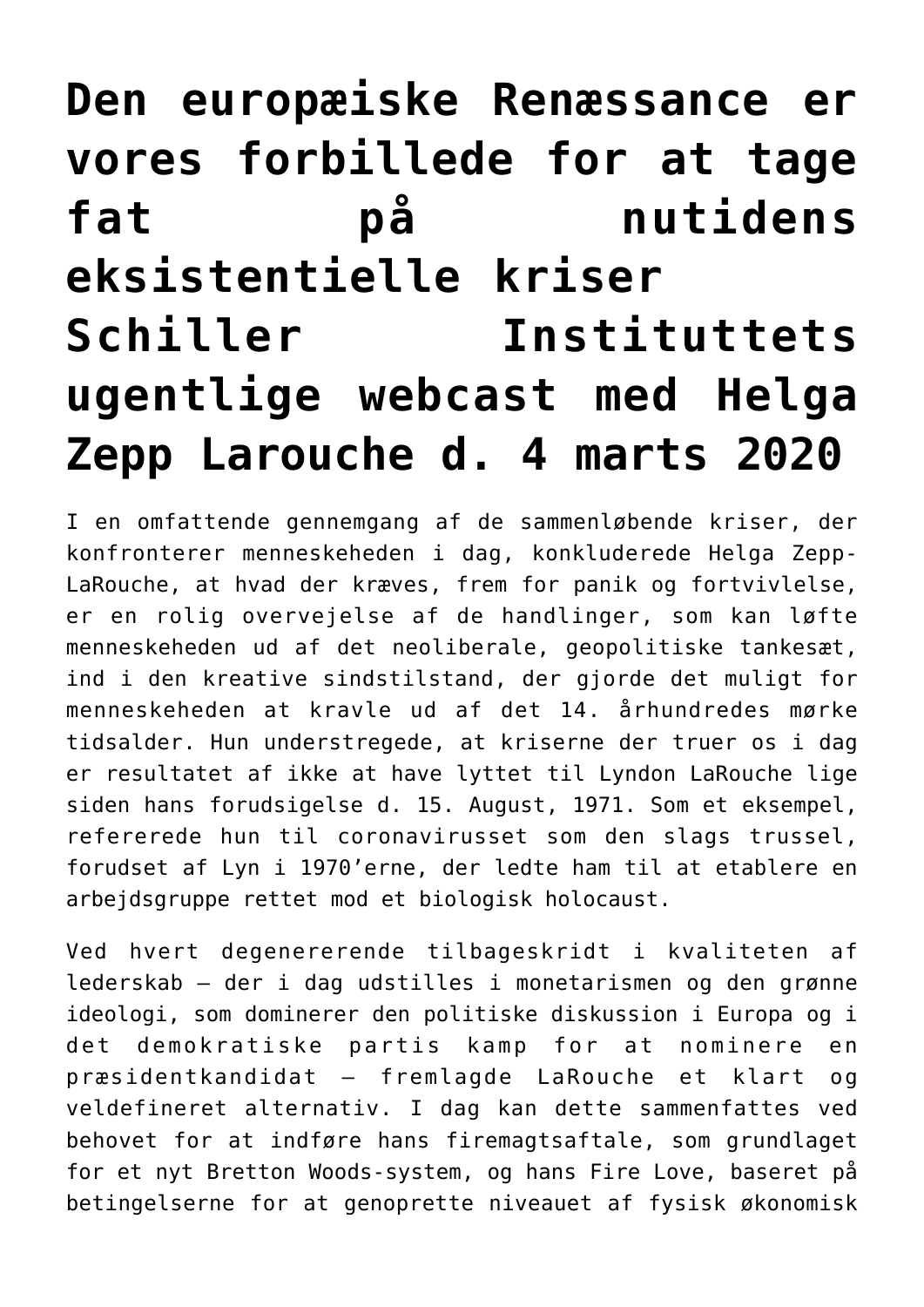# Den europæiske Renæssance er vores forbillede for at tage fat på nutidens eksistentielle kriser Schiller Instituttets ugentlige webcast med Helga Zepp Larouche d. 4 marts 2020

I en omfattende gennemgang af de sammenløbende kriser, der konfronterer menneskeheden i dag, konkluderede Helga Zepp-LaRouche, at hvad der kræves, frem for panik og fortvivlelse, er en rolig overvejelse af de handlinger, som kan løfte menneskeheden ud af det neoliberale, geopolitiske tankesæt, ind i den kreative sindstilstand, der gjorde det muligt for menneskeheden at kravle ud af det 14. århundredes mørke tidsalder. Hun understregede, at kriserne der truer os i dag er resultatet af ikke at have lyttet til Lyndon LaRouche lige siden hans forudsigelse d. 15. August, 1971. Som et eksempel, refererede hun til coronavirusset som den slags trussel, forudset af Lyn i 1970'erne, der ledte ham til at etablere en arbejdsgruppe rettet mod et biologisk holocaust.

Ved hvert degenererende tilbageskridt i kvaliteten af lederskab — der i dag udstilles i monetarismen og den grønne ideologi, som dominerer den politiske diskussion i Europa og i det demokratiske partis kamp for at nominere en præsidentkandidat — fremlagde LaRouche et klart og veldefineret alternativ. I dag kan dette sammenfattes ved behovet for at indføre hans firemagtsaftale, som grundlaget for et nyt Bretton Woods-system, og hans Fire Love, baseret på betingelserne for at genoprette niveauet af fysisk økonomisk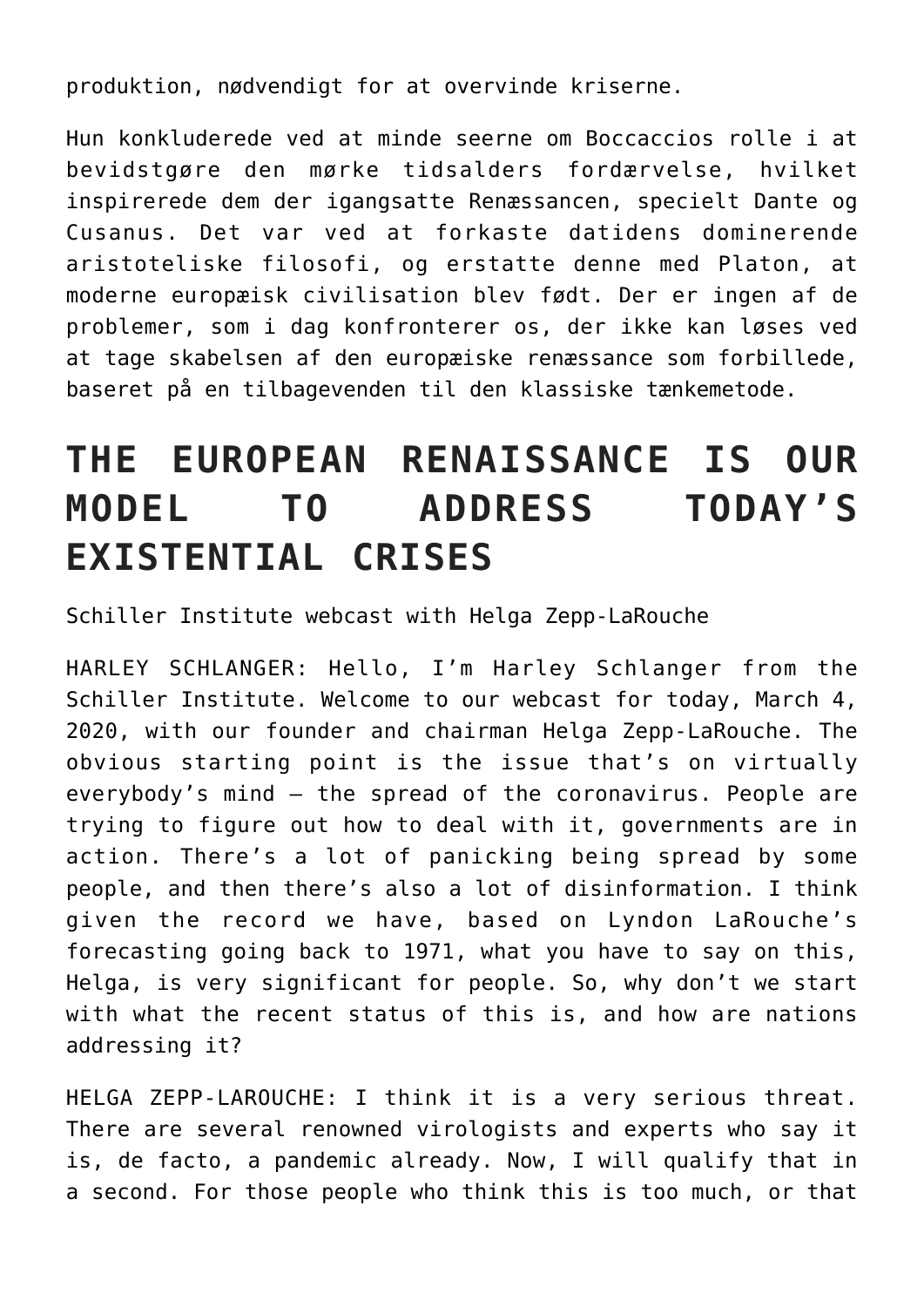produktion, nødvendigt for at overvinde kriserne.

Hun konkluderede ved at minde seerne om Boccaccios rolle i at bevidstgøre den mørke tidsalders fordærvelse, hvilket inspirerede dem der igangsatte Renæssancen, specielt Dante og Cusanus. Det var ved at forkaste datidens dominerende aristoteliske filosofi, og erstatte denne med Platon, at moderne europæisk civilisation blev født. Der er ingen af de problemer, som i dag konfronterer os, der ikke kan løses ved at tage skabelsen af den europæiske renæssance som forbillede, baseret på en tilbagevenden til den klassiske tænkemetode.

# THE EUROPEAN RENAISSANCE IS OUR MODEL TO ADDRESS TODAY'S EXISTENTIAL CRISES

Schiller Institute webcast with Helga Zepp-LaRouche

HARLEY SCHLANGER: Hello, I'm Harley Schlanger from the Schiller Institute. Welcome to our webcast for today, March 4, 2020, with our founder and chairman Helga Zepp-LaRouche. The obvious starting point is the issue that's on virtually everybody's mind — the spread of the coronavirus. People are trying to figure out how to deal with it, governments are in action. There's a lot of panicking being spread by some people, and then there's also a lot of disinformation. I think given the record we have, based on Lyndon LaRouche's forecasting going back to 1971, what you have to say on this, Helga, is very significant for people. So, why don't we start with what the recent status of this is, and how are nations addressing it?

HELGA ZEPP-LAROUCHE: I think it is a very serious threat. There are several renowned virologists and experts who say it is, de facto, a pandemic already. Now, I will qualify that in a second. For those people who think this is too much, or that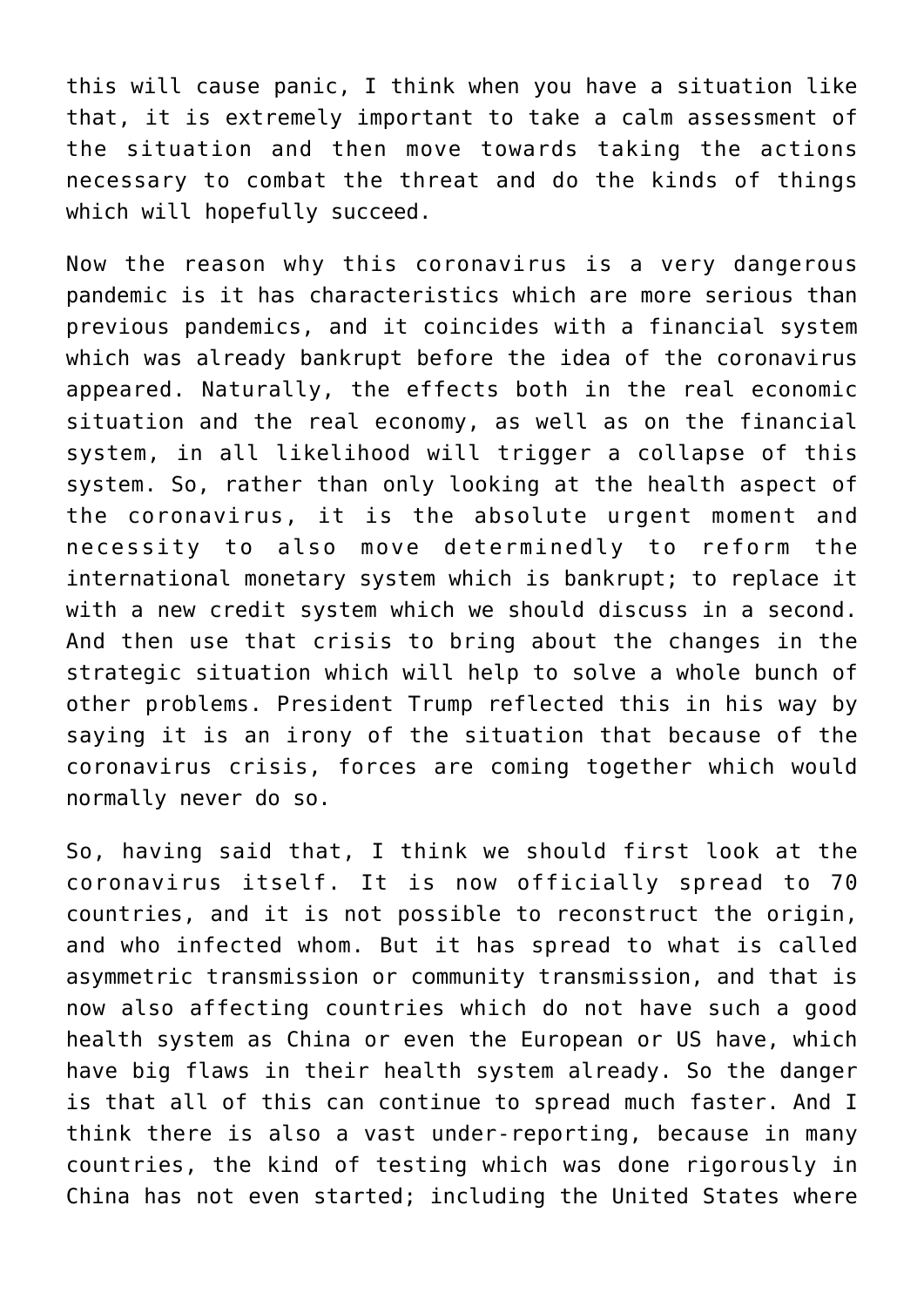this will cause panic, I think when you have a situation like that, it is extremely important to take a calm assessment of the situation and then move towards taking the actions necessary to combat the threat and do the kinds of things which will hopefully succeed.

Now the reason why this coronavirus is a very dangerous pandemic is it has characteristics which are more serious than previous pandemics, and it coincides with a financial system which was already bankrupt before the idea of the coronavirus appeared. Naturally, the effects both in the real economic situation and the real economy, as well as on the financial system, in all likelihood will trigger a collapse of this system. So, rather than only looking at the health aspect of the coronavirus, it is the absolute urgent moment and necessity to also move determinedly to reform the international monetary system which is bankrupt; to replace it with a new credit system which we should discuss in a second. And then use that crisis to bring about the changes in the strategic situation which will help to solve a whole bunch of other problems. President Trump reflected this in his way by saying it is an irony of the situation that because of the coronavirus crisis, forces are coming together which would normally never do so.

So, having said that, I think we should first look at the coronavirus itself. It is now officially spread to 70 countries, and it is not possible to reconstruct the origin, and who infected whom. But it has spread to what is called asymmetric transmission or community transmission, and that is now also affecting countries which do not have such a good health system as China or even the European or US have, which have big flaws in their health system already. So the danger is that all of this can continue to spread much faster. And I think there is also a vast under-reporting, because in many countries, the kind of testing which was done rigorously in China has not even started; including the United States where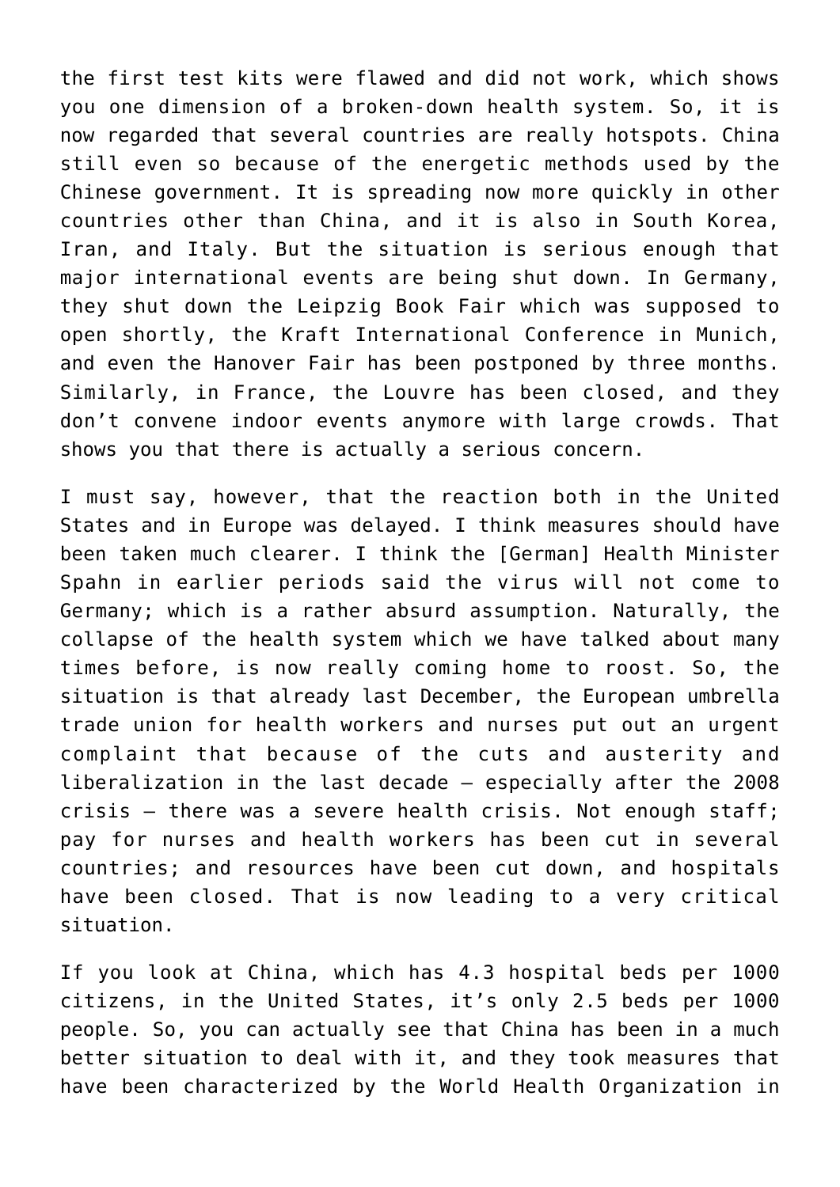the first test kits were flawed and did not work, which shows you one dimension of a broken-down health system. So, it is now regarded that several countries are really hotspots. China still even so because of the energetic methods used by the Chinese government. It is spreading now more quickly in other countries other than China, and it is also in South Korea, Iran, and Italy. But the situation is serious enough that major international events are being shut down. In Germany, they shut down the Leipzig Book Fair which was supposed to open shortly, the Kraft International Conference in Munich, and even the Hanover Fair has been postponed by three months. Similarly, in France, the Louvre has been closed, and they don't convene indoor events anymore with large crowds. That shows you that there is actually a serious concern.

I must say, however, that the reaction both in the United States and in Europe was delayed. I think measures should have been taken much clearer. I think the [German] Health Minister Spahn in earlier periods said the virus will not come to Germany; which is a rather absurd assumption. Naturally, the collapse of the health system which we have talked about many times before, is now really coming home to roost. So, the situation is that already last December, the European umbrella trade union for health workers and nurses put out an urgent complaint that because of the cuts and austerity and liberalization in the last decade — especially after the 2008 crisis — there was a severe health crisis. Not enough staff; pay for nurses and health workers has been cut in several countries; and resources have been cut down, and hospitals have been closed. That is now leading to a very critical situation.

If you look at China, which has 4.3 hospital beds per 1000 citizens, in the United States, it's only 2.5 beds per 1000 people. So, you can actually see that China has been in a much better situation to deal with it, and they took measures that have been characterized by the World Health Organization in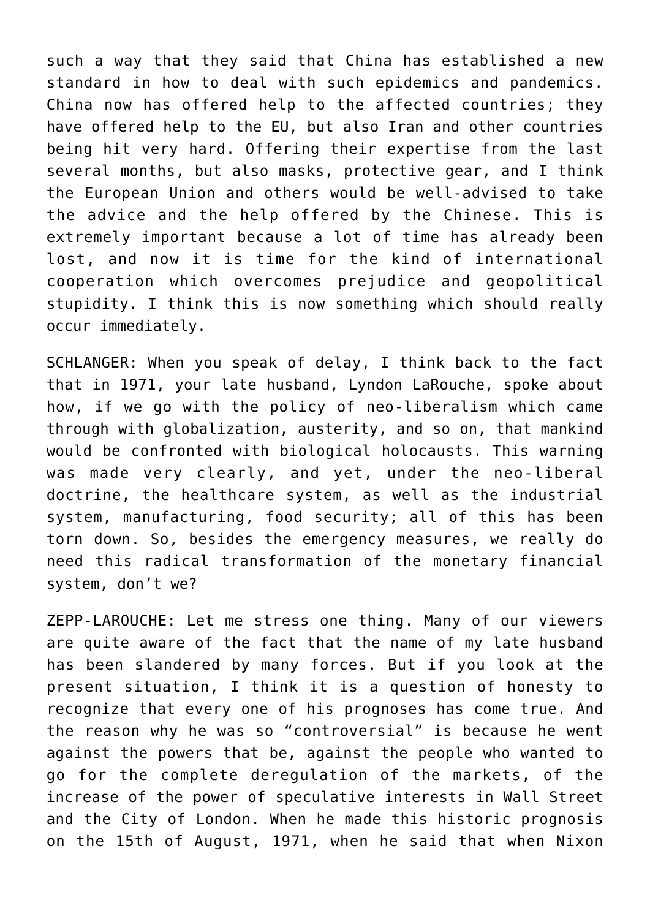such a way that they said that China has established a new standard in how to deal with such epidemics and pandemics. China now has offered help to the affected countries; they have offered help to the EU, but also Iran and other countries being hit very hard. Offering their expertise from the last several months, but also masks, protective gear, and I think the European Union and others would be well-advised to take the advice and the help offered by the Chinese. This is extremely important because a lot of time has already been lost, and now it is time for the kind of international cooperation which overcomes prejudice and geopolitical stupidity. I think this is now something which should really occur immediately.

SCHLANGER: When you speak of delay, I think back to the fact that in 1971, your late husband, Lyndon LaRouche, spoke about how, if we go with the policy of neo-liberalism which came through with globalization, austerity, and so on, that mankind would be confronted with biological holocausts. This warning was made very clearly, and yet, under the neo-liberal doctrine, the healthcare system, as well as the industrial system, manufacturing, food security; all of this has been torn down. So, besides the emergency measures, we really do need this radical transformation of the monetary financial system, don't we?

ZEPP-LAROUCHE: Let me stress one thing. Many of our viewers are quite aware of the fact that the name of my late husband has been slandered by many forces. But if you look at the present situation, I think it is a question of honesty to recognize that every one of his prognoses has come true. And the reason why he was so "controversial" is because he went against the powers that be, against the people who wanted to go for the complete deregulation of the markets, of the increase of the power of speculative interests in Wall Street and the City of London. When he made this historic prognosis on the 15th of August, 1971, when he said that when Nixon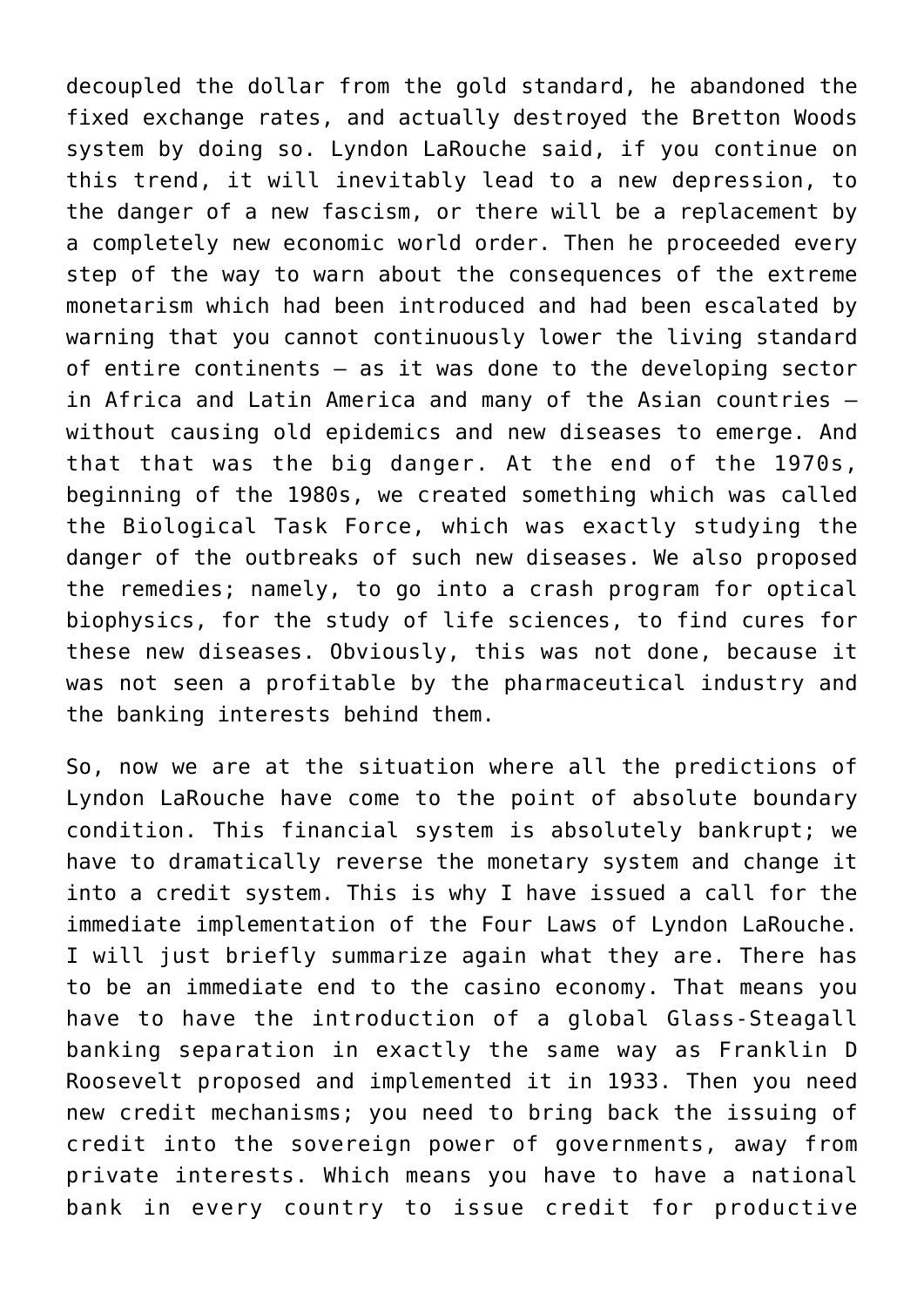decoupled the dollar from the gold standard, he abandoned the fixed exchange rates, and actually destroyed the Bretton Woods system by doing so. Lyndon LaRouche said, if you continue on this trend, it will inevitably lead to a new depression, to the danger of a new fascism, or there will be a replacement by a completely new economic world order. Then he proceeded every step of the way to warn about the consequences of the extreme monetarism which had been introduced and had been escalated by warning that you cannot continuously lower the living standard of entire continents — as it was done to the developing sector in Africa and Latin America and many of the Asian countries — without causing old epidemics and new diseases to emerge. And that that was the big danger. At the end of the 1970s, beginning of the 1980s, we created something which was called the Biological Task Force, which was exactly studying the danger of the outbreaks of such new diseases. We also proposed the remedies; namely, to go into a crash program for optical biophysics, for the study of life sciences, to find cures for these new diseases. Obviously, this was not done, because it was not seen a profitable by the pharmaceutical industry and the banking interests behind them.

So, now we are at the situation where all the predictions of Lyndon LaRouche have come to the point of absolute boundary condition. This financial system is absolutely bankrupt; we have to dramatically reverse the monetary system and change it into a credit system. This is why I have issued a call for the immediate implementation of the Four Laws of Lyndon LaRouche. I will just briefly summarize again what they are. There has to be an immediate end to the casino economy. That means you have to have the introduction of a global Glass-Steagall banking separation in exactly the same way as Franklin D Roosevelt proposed and implemented it in 1933. Then you need new credit mechanisms; you need to bring back the issuing of credit into the sovereign power of governments, away from private interests. Which means you have to have a national bank in every country to issue credit for productive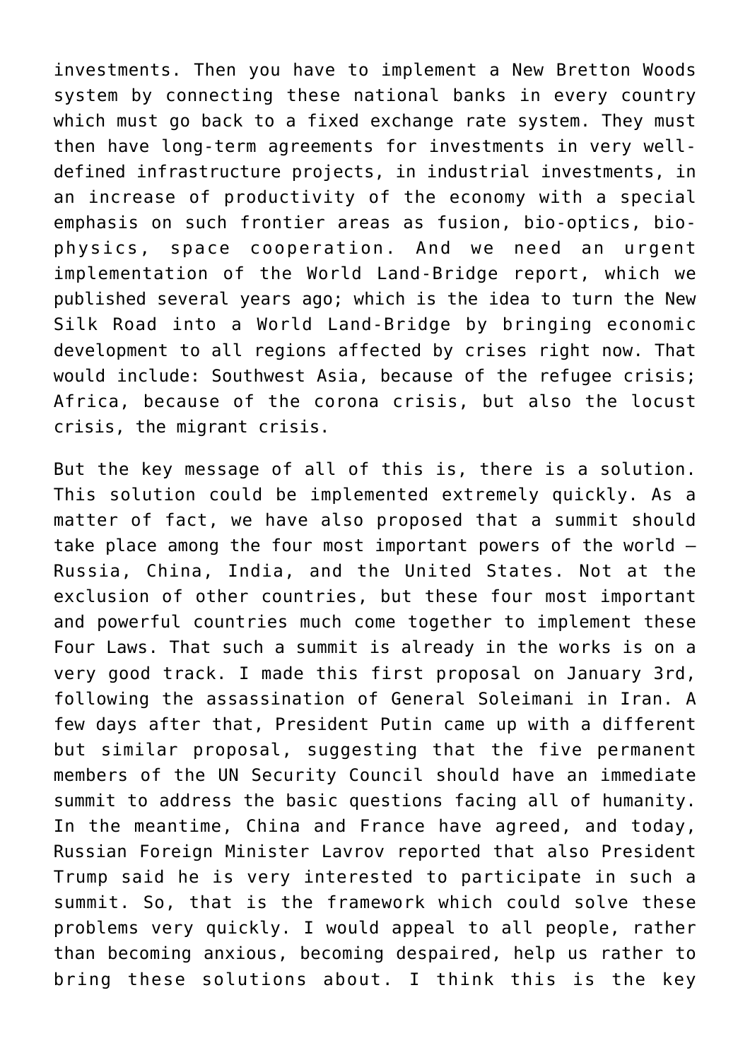investments. Then you have to implement a New Bretton Woods system by connecting these national banks in every country which must go back to a fixed exchange rate system. They must then have long-term agreements for investments in very well-defined infrastructure projects, in industrial investments, in an increase of productivity of the economy with a special emphasis on such frontier areas as fusion, bio-optics, bio-physics, space cooperation. And we need an urgent implementation of the World Land-Bridge report, which we published several years ago; which is the idea to turn the New Silk Road into a World Land-Bridge by bringing economic development to all regions affected by crises right now. That would include: Southwest Asia, because of the refugee crisis; Africa, because of the corona crisis, but also the locust crisis, the migrant crisis.

But the key message of all of this is, there is a solution. This solution could be implemented extremely quickly. As a matter of fact, we have also proposed that a summit should take place among the four most important powers of the world — Russia, China, India, and the United States. Not at the exclusion of other countries, but these four most important and powerful countries much come together to implement these Four Laws. That such a summit is already in the works is on a very good track. I made this first proposal on January 3rd, following the assassination of General Soleimani in Iran. A few days after that, President Putin came up with a different but similar proposal, suggesting that the five permanent members of the UN Security Council should have an immediate summit to address the basic questions facing all of humanity. In the meantime, China and France have agreed, and today, Russian Foreign Minister Lavrov reported that also President Trump said he is very interested to participate in such a summit. So, that is the framework which could solve these problems very quickly. I would appeal to all people, rather than becoming anxious, becoming despaired, help us rather to bring these solutions about. I think this is the key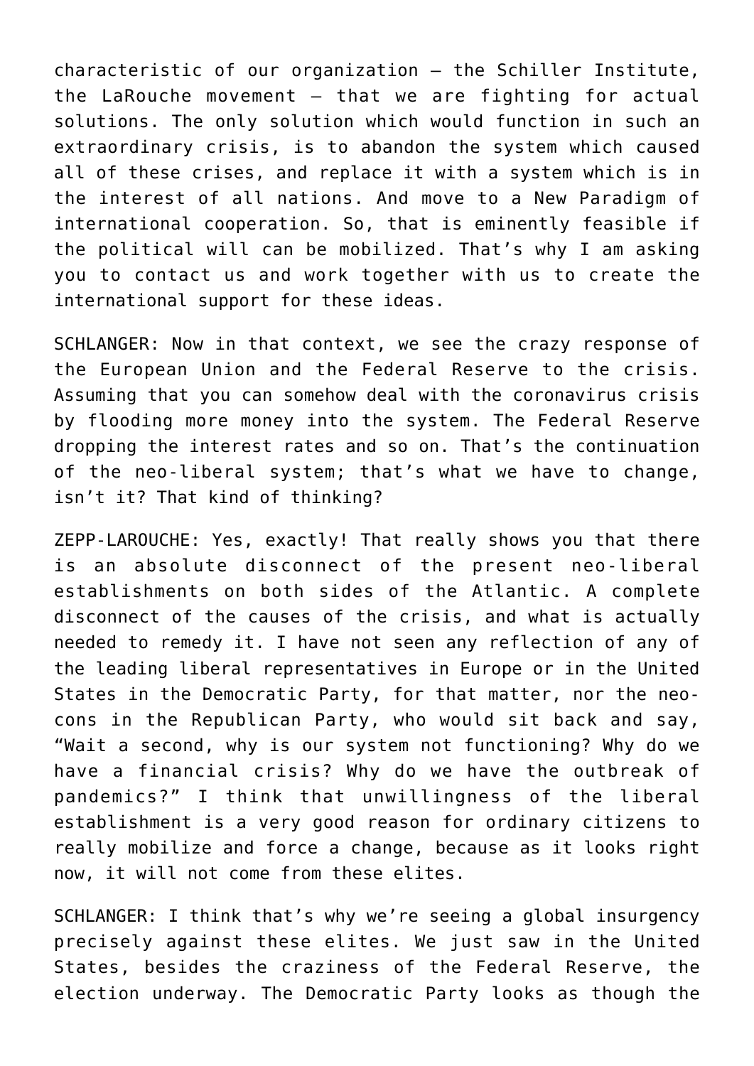characteristic of our organization — the Schiller Institute, the LaRouche movement — that we are fighting for actual solutions. The only solution which would function in such an extraordinary crisis, is to abandon the system which caused all of these crises, and replace it with a system which is in the interest of all nations. And move to a New Paradigm of international cooperation. So, that is eminently feasible if the political will can be mobilized. That's why I am asking you to contact us and work together with us to create the international support for these ideas.

SCHLANGER: Now in that context, we see the crazy response of the European Union and the Federal Reserve to the crisis. Assuming that you can somehow deal with the coronavirus crisis by flooding more money into the system. The Federal Reserve dropping the interest rates and so on. That's the continuation of the neo-liberal system; that's what we have to change, isn't it? That kind of thinking?

ZEPP-LAROUCHE: Yes, exactly! That really shows you that there is an absolute disconnect of the present neo-liberal establishments on both sides of the Atlantic. A complete disconnect of the causes of the crisis, and what is actually needed to remedy it. I have not seen any reflection of any of the leading liberal representatives in Europe or in the United States in the Democratic Party, for that matter, nor the neo-cons in the Republican Party, who would sit back and say, "Wait a second, why is our system not functioning? Why do we have a financial crisis? Why do we have the outbreak of pandemics?" I think that unwillingness of the liberal establishment is a very good reason for ordinary citizens to really mobilize and force a change, because as it looks right now, it will not come from these elites.

SCHLANGER: I think that's why we're seeing a global insurgency precisely against these elites. We just saw in the United States, besides the craziness of the Federal Reserve, the election underway. The Democratic Party looks as though the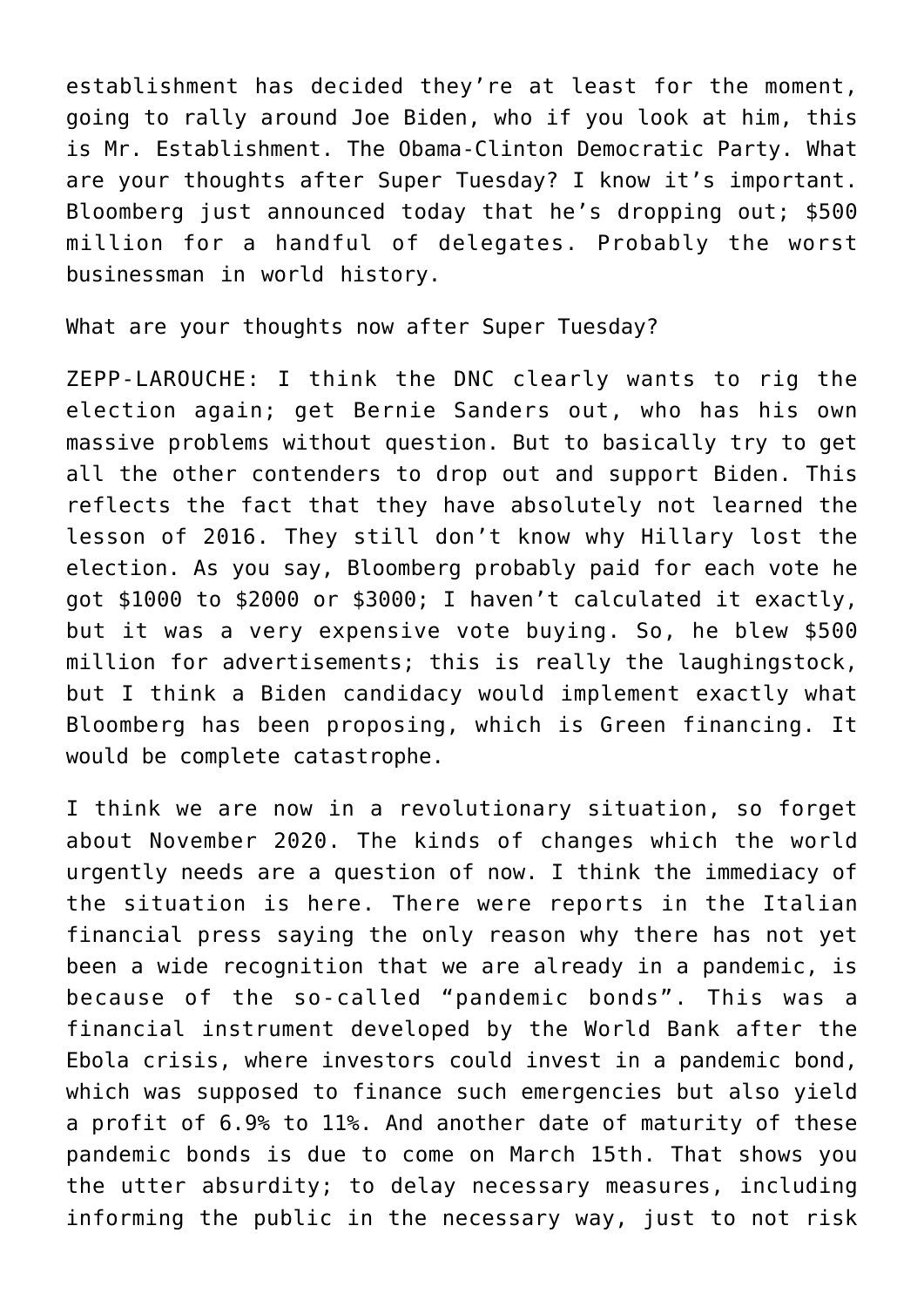establishment has decided they're at least for the moment, going to rally around Joe Biden, who if you look at him, this is Mr. Establishment. The Obama-Clinton Democratic Party. What are your thoughts after Super Tuesday? I know it's important. Bloomberg just announced today that he's dropping out; $500 million for a handful of delegates. Probably the worst businessman in world history.

What are your thoughts now after Super Tuesday?

ZEPP-LAROUCHE: I think the DNC clearly wants to rig the election again; get Bernie Sanders out, who has his own massive problems without question. But to basically try to get all the other contenders to drop out and support Biden. This reflects the fact that they have absolutely not learned the lesson of 2016. They still don't know why Hillary lost the election. As you say, Bloomberg probably paid for each vote he got $1000 to $2000 or $3000; I haven't calculated it exactly, but it was a very expensive vote buying. So, he blew $500 million for advertisements; this is really the laughingstock, but I think a Biden candidacy would implement exactly what Bloomberg has been proposing, which is Green financing. It would be complete catastrophe.

I think we are now in a revolutionary situation, so forget about November 2020. The kinds of changes which the world urgently needs are a question of now. I think the immediacy of the situation is here. There were reports in the Italian financial press saying the only reason why there has not yet been a wide recognition that we are already in a pandemic, is because of the so-called "pandemic bonds". This was a financial instrument developed by the World Bank after the Ebola crisis, where investors could invest in a pandemic bond, which was supposed to finance such emergencies but also yield a profit of 6.9% to 11%. And another date of maturity of these pandemic bonds is due to come on March 15th. That shows you the utter absurdity; to delay necessary measures, including informing the public in the necessary way, just to not risk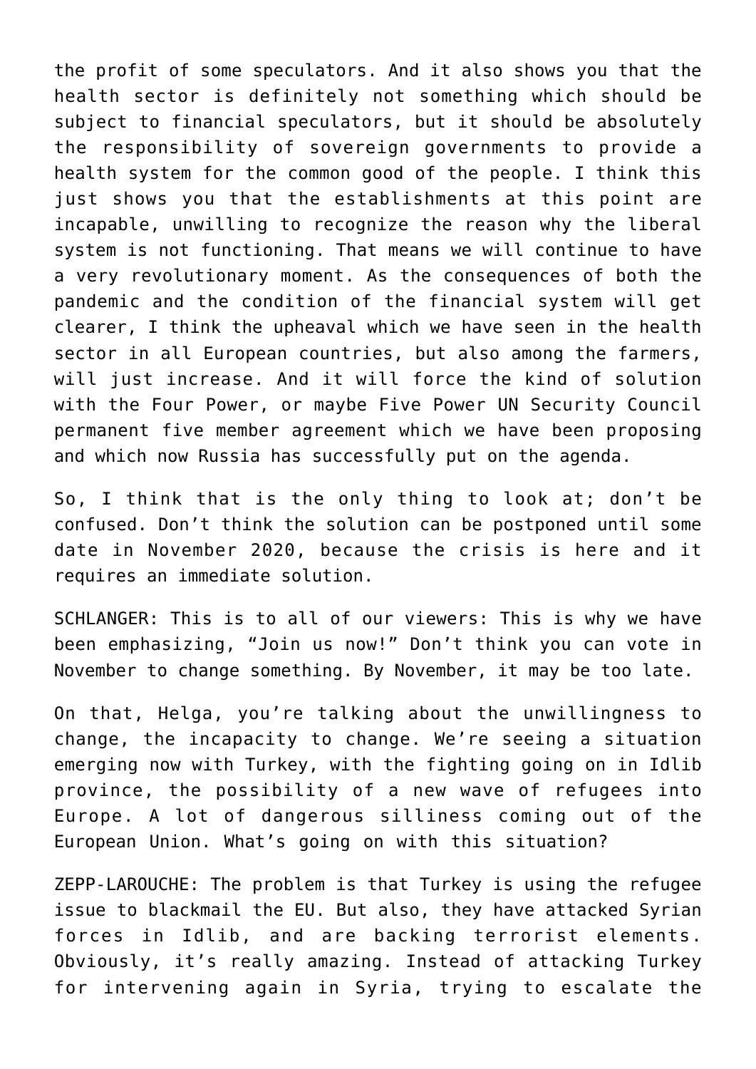the profit of some speculators. And it also shows you that the health sector is definitely not something which should be subject to financial speculators, but it should be absolutely the responsibility of sovereign governments to provide a health system for the common good of the people. I think this just shows you that the establishments at this point are incapable, unwilling to recognize the reason why the liberal system is not functioning. That means we will continue to have a very revolutionary moment. As the consequences of both the pandemic and the condition of the financial system will get clearer, I think the upheaval which we have seen in the health sector in all European countries, but also among the farmers, will just increase. And it will force the kind of solution with the Four Power, or maybe Five Power UN Security Council permanent five member agreement which we have been proposing and which now Russia has successfully put on the agenda.

So, I think that is the only thing to look at; don't be confused. Don't think the solution can be postponed until some date in November 2020, because the crisis is here and it requires an immediate solution.

SCHLANGER: This is to all of our viewers: This is why we have been emphasizing, "Join us now!" Don't think you can vote in November to change something. By November, it may be too late.

On that, Helga, you're talking about the unwillingness to change, the incapacity to change. We're seeing a situation emerging now with Turkey, with the fighting going on in Idlib province, the possibility of a new wave of refugees into Europe. A lot of dangerous silliness coming out of the European Union. What's going on with this situation?

ZEPP-LAROUCHE: The problem is that Turkey is using the refugee issue to blackmail the EU. But also, they have attacked Syrian forces in Idlib, and are backing terrorist elements. Obviously, it's really amazing. Instead of attacking Turkey for intervening again in Syria, trying to escalate the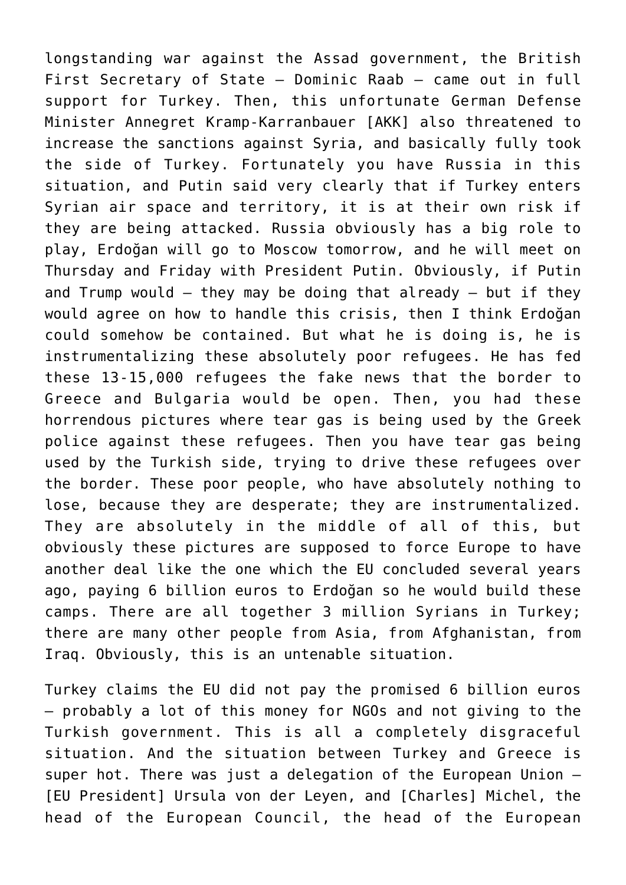longstanding war against the Assad government, the British First Secretary of State — Dominic Raab — came out in full support for Turkey. Then, this unfortunate German Defense Minister Annegret Kramp-Karranbauer [AKK] also threatened to increase the sanctions against Syria, and basically fully took the side of Turkey. Fortunately you have Russia in this situation, and Putin said very clearly that if Turkey enters Syrian air space and territory, it is at their own risk if they are being attacked. Russia obviously has a big role to play, Erdoğan will go to Moscow tomorrow, and he will meet on Thursday and Friday with President Putin. Obviously, if Putin and Trump would — they may be doing that already — but if they would agree on how to handle this crisis, then I think Erdoğan could somehow be contained. But what he is doing is, he is instrumentalizing these absolutely poor refugees. He has fed these 13-15,000 refugees the fake news that the border to Greece and Bulgaria would be open. Then, you had these horrendous pictures where tear gas is being used by the Greek police against these refugees. Then you have tear gas being used by the Turkish side, trying to drive these refugees over the border. These poor people, who have absolutely nothing to lose, because they are desperate; they are instrumentalized. They are absolutely in the middle of all of this, but obviously these pictures are supposed to force Europe to have another deal like the one which the EU concluded several years ago, paying 6 billion euros to Erdoğan so he would build these camps. There are all together 3 million Syrians in Turkey; there are many other people from Asia, from Afghanistan, from Iraq. Obviously, this is an untenable situation.

Turkey claims the EU did not pay the promised 6 billion euros — probably a lot of this money for NGOs and not giving to the Turkish government. This is all a completely disgraceful situation. And the situation between Turkey and Greece is super hot. There was just a delegation of the European Union — [EU President] Ursula von der Leyen, and [Charles] Michel, the head of the European Council, the head of the European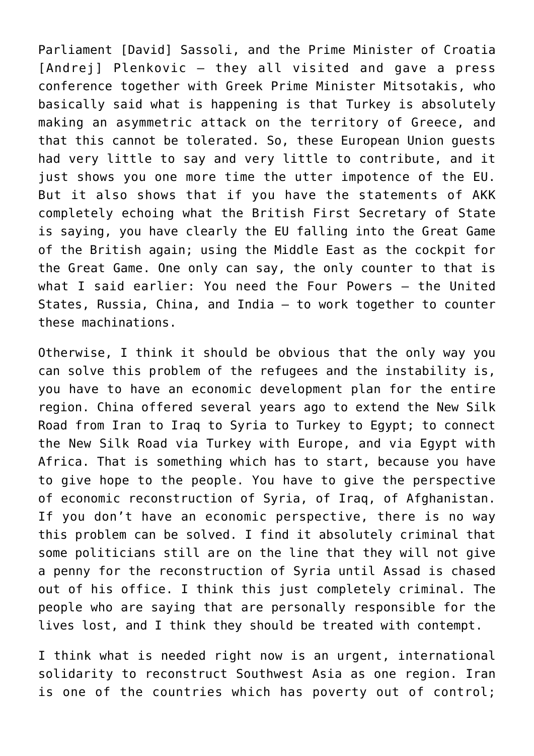Parliament [David] Sassoli, and the Prime Minister of Croatia [Andrej] Plenkovic — they all visited and gave a press conference together with Greek Prime Minister Mitsotakis, who basically said what is happening is that Turkey is absolutely making an asymmetric attack on the territory of Greece, and that this cannot be tolerated. So, these European Union guests had very little to say and very little to contribute, and it just shows you one more time the utter impotence of the EU. But it also shows that if you have the statements of AKK completely echoing what the British First Secretary of State is saying, you have clearly the EU falling into the Great Game of the British again; using the Middle East as the cockpit for the Great Game. One only can say, the only counter to that is what I said earlier: You need the Four Powers — the United States, Russia, China, and India — to work together to counter these machinations.

Otherwise, I think it should be obvious that the only way you can solve this problem of the refugees and the instability is, you have to have an economic development plan for the entire region. China offered several years ago to extend the New Silk Road from Iran to Iraq to Syria to Turkey to Egypt; to connect the New Silk Road via Turkey with Europe, and via Egypt with Africa. That is something which has to start, because you have to give hope to the people. You have to give the perspective of economic reconstruction of Syria, of Iraq, of Afghanistan. If you don't have an economic perspective, there is no way this problem can be solved. I find it absolutely criminal that some politicians still are on the line that they will not give a penny for the reconstruction of Syria until Assad is chased out of his office. I think this just completely criminal. The people who are saying that are personally responsible for the lives lost, and I think they should be treated with contempt.

I think what is needed right now is an urgent, international solidarity to reconstruct Southwest Asia as one region. Iran is one of the countries which has poverty out of control;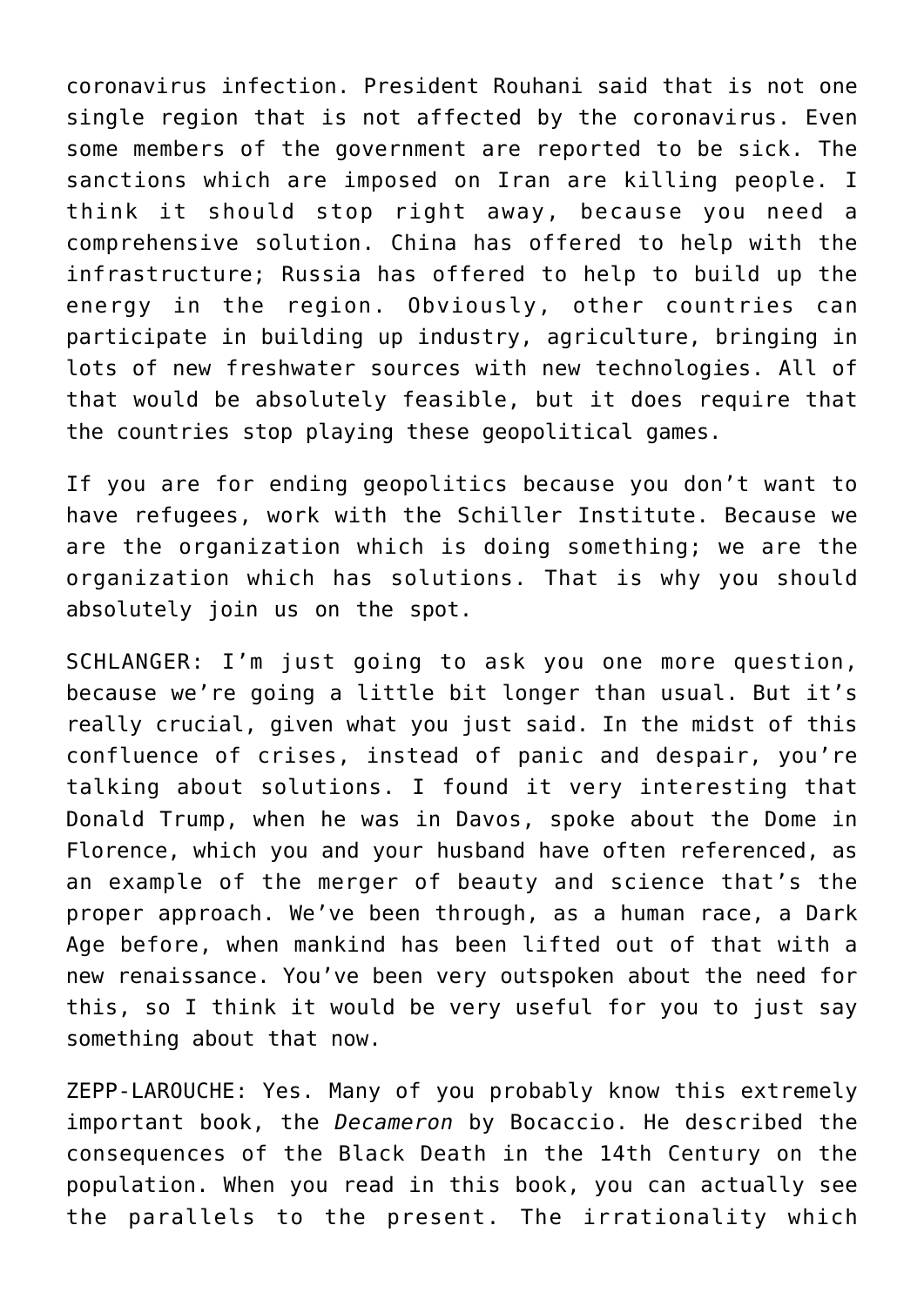coronavirus infection. President Rouhani said that is not one single region that is not affected by the coronavirus. Even some members of the government are reported to be sick. The sanctions which are imposed on Iran are killing people. I think it should stop right away, because you need a comprehensive solution. China has offered to help with the infrastructure; Russia has offered to help to build up the energy in the region. Obviously, other countries can participate in building up industry, agriculture, bringing in lots of new freshwater sources with new technologies. All of that would be absolutely feasible, but it does require that the countries stop playing these geopolitical games.

If you are for ending geopolitics because you don't want to have refugees, work with the Schiller Institute. Because we are the organization which is doing something; we are the organization which has solutions. That is why you should absolutely join us on the spot.

SCHLANGER: I'm just going to ask you one more question, because we're going a little bit longer than usual. But it's really crucial, given what you just said. In the midst of this confluence of crises, instead of panic and despair, you're talking about solutions. I found it very interesting that Donald Trump, when he was in Davos, spoke about the Dome in Florence, which you and your husband have often referenced, as an example of the merger of beauty and science that's the proper approach. We've been through, as a human race, a Dark Age before, when mankind has been lifted out of that with a new renaissance. You've been very outspoken about the need for this, so I think it would be very useful for you to just say something about that now.

ZEPP-LAROUCHE: Yes. Many of you probably know this extremely important book, the *Decameron* by Bocaccio. He described the consequences of the Black Death in the 14th Century on the population. When you read in this book, you can actually see the parallels to the present. The irrationality which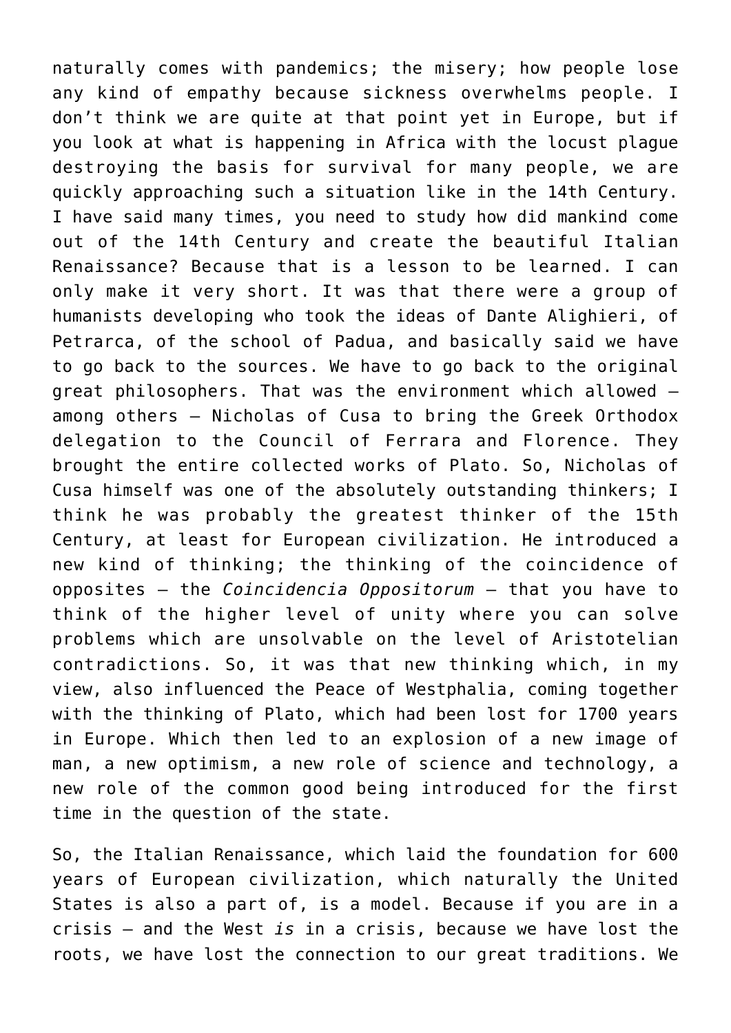naturally comes with pandemics; the misery; how people lose any kind of empathy because sickness overwhelms people. I don't think we are quite at that point yet in Europe, but if you look at what is happening in Africa with the locust plague destroying the basis for survival for many people, we are quickly approaching such a situation like in the 14th Century. I have said many times, you need to study how did mankind come out of the 14th Century and create the beautiful Italian Renaissance? Because that is a lesson to be learned. I can only make it very short. It was that there were a group of humanists developing who took the ideas of Dante Alighieri, of Petrarca, of the school of Padua, and basically said we have to go back to the sources. We have to go back to the original great philosophers. That was the environment which allowed — among others — Nicholas of Cusa to bring the Greek Orthodox delegation to the Council of Ferrara and Florence. They brought the entire collected works of Plato. So, Nicholas of Cusa himself was one of the absolutely outstanding thinkers; I think he was probably the greatest thinker of the 15th Century, at least for European civilization. He introduced a new kind of thinking; the thinking of the coincidence of opposites — the *Coincidencia Oppositorum* — that you have to think of the higher level of unity where you can solve problems which are unsolvable on the level of Aristotelian contradictions. So, it was that new thinking which, in my view, also influenced the Peace of Westphalia, coming together with the thinking of Plato, which had been lost for 1700 years in Europe. Which then led to an explosion of a new image of man, a new optimism, a new role of science and technology, a new role of the common good being introduced for the first time in the question of the state.

So, the Italian Renaissance, which laid the foundation for 600 years of European civilization, which naturally the United States is also a part of, is a model. Because if you are in a crisis — and the West *is* in a crisis, because we have lost the roots, we have lost the connection to our great traditions. We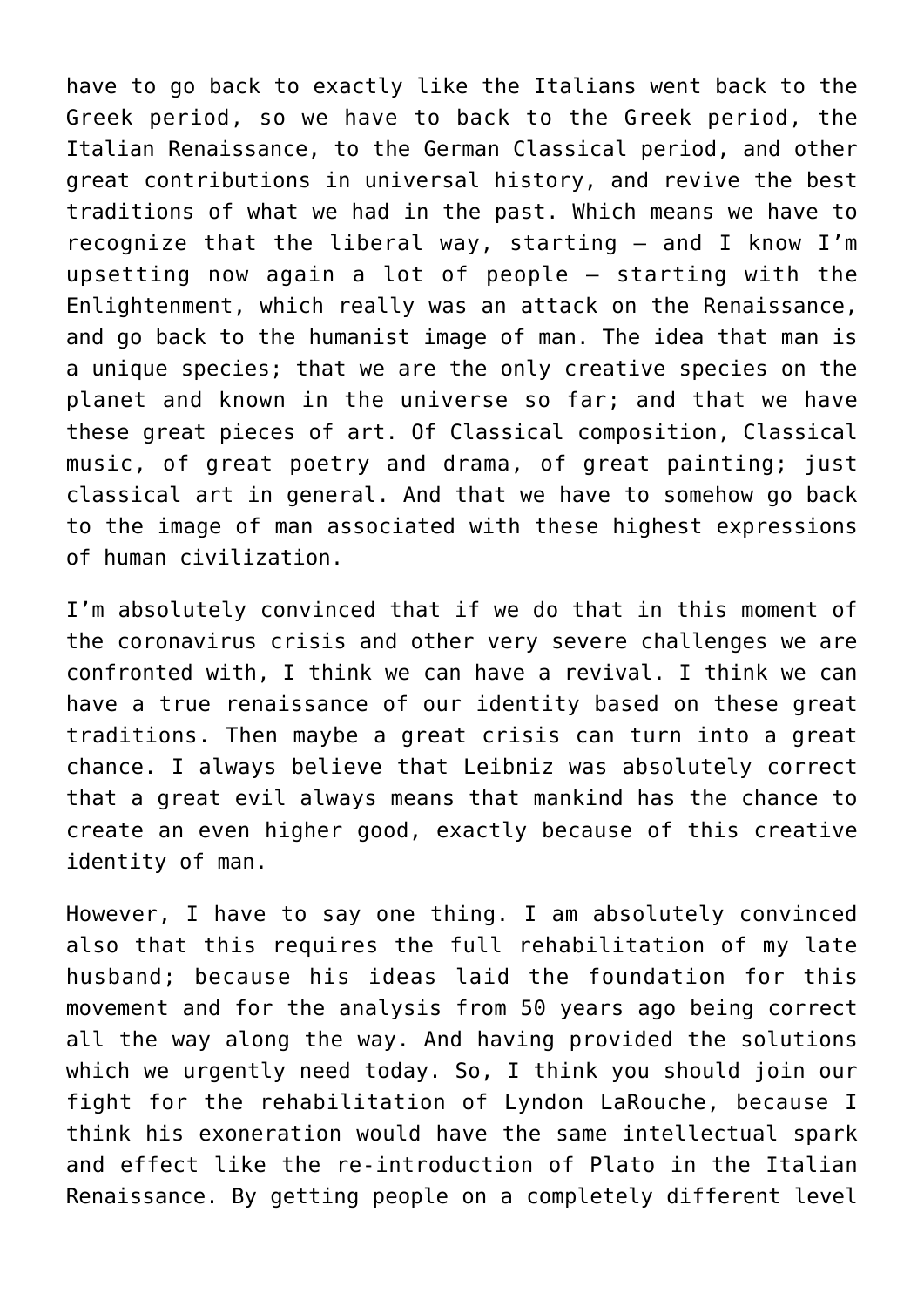have to go back to exactly like the Italians went back to the Greek period, so we have to back to the Greek period, the Italian Renaissance, to the German Classical period, and other great contributions in universal history, and revive the best traditions of what we had in the past. Which means we have to recognize that the liberal way, starting — and I know I'm upsetting now again a lot of people — starting with the Enlightenment, which really was an attack on the Renaissance, and go back to the humanist image of man. The idea that man is a unique species; that we are the only creative species on the planet and known in the universe so far; and that we have these great pieces of art. Of Classical composition, Classical music, of great poetry and drama, of great painting; just classical art in general. And that we have to somehow go back to the image of man associated with these highest expressions of human civilization.

I'm absolutely convinced that if we do that in this moment of the coronavirus crisis and other very severe challenges we are confronted with, I think we can have a revival. I think we can have a true renaissance of our identity based on these great traditions. Then maybe a great crisis can turn into a great chance. I always believe that Leibniz was absolutely correct that a great evil always means that mankind has the chance to create an even higher good, exactly because of this creative identity of man.

However, I have to say one thing. I am absolutely convinced also that this requires the full rehabilitation of my late husband; because his ideas laid the foundation for this movement and for the analysis from 50 years ago being correct all the way along the way. And having provided the solutions which we urgently need today. So, I think you should join our fight for the rehabilitation of Lyndon LaRouche, because I think his exoneration would have the same intellectual spark and effect like the re-introduction of Plato in the Italian Renaissance. By getting people on a completely different level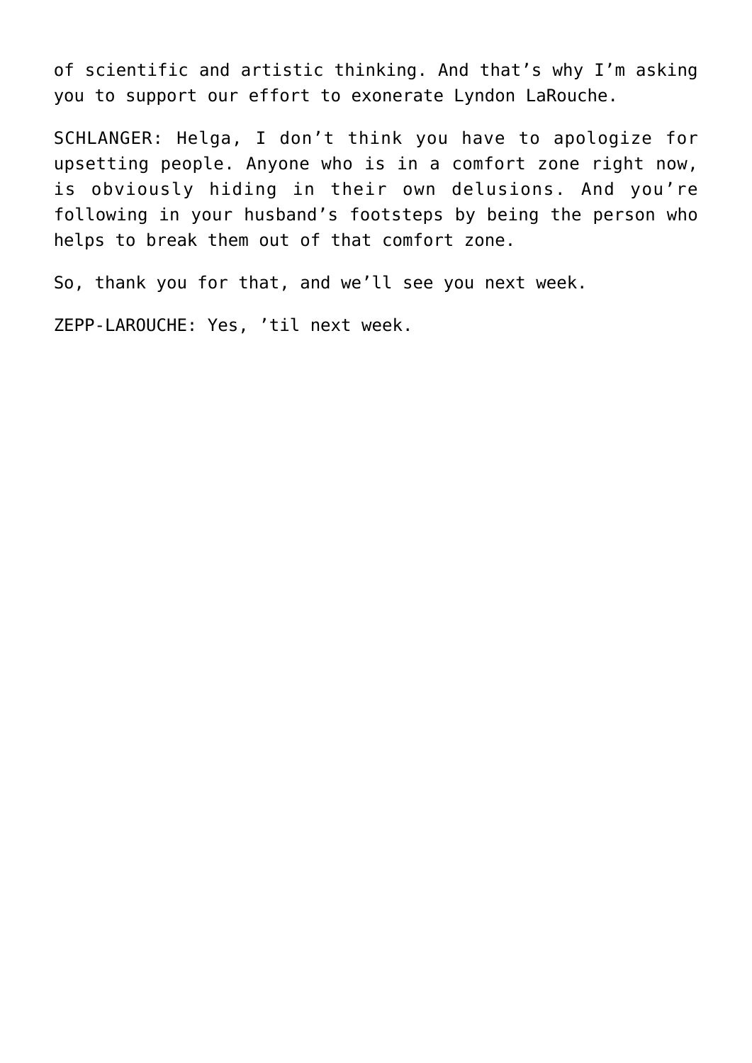of scientific and artistic thinking. And that's why I'm asking you to support our effort to exonerate Lyndon LaRouche.

SCHLANGER: Helga, I don't think you have to apologize for upsetting people. Anyone who is in a comfort zone right now, is obviously hiding in their own delusions. And you're following in your husband's footsteps by being the person who helps to break them out of that comfort zone.

So, thank you for that, and we'll see you next week.

ZEPP-LAROUCHE: Yes, 'til next week.